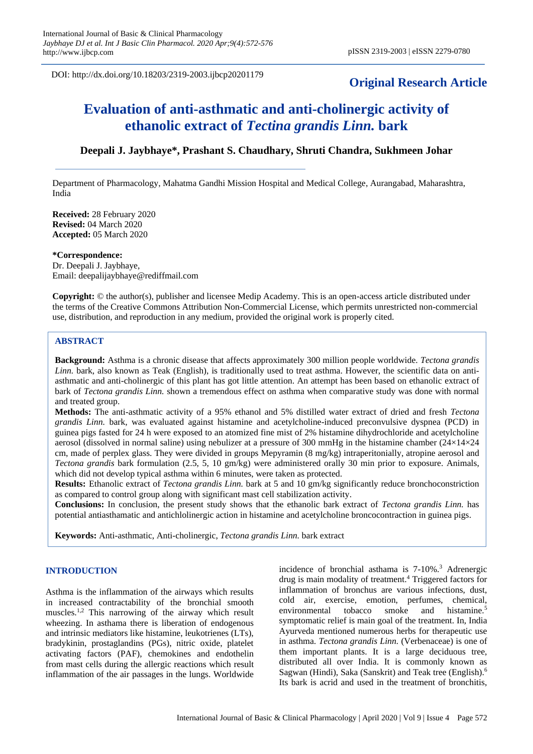DOI: http://dx.doi.org/10.18203/2319-2003.ijbcp20201179

**Original Research Article**

# Evaluation of anti-asthmatic and anti-cholinergic activity of ethanolic extract of *Tectina grandis Linn.* bark

**Deepali J. Jaybhaye\*, Prashant S. Chaudhary, Shruti Chandra, Sukhmeen Johar**

Department of Pharmacology, Mahatma Gandhi Mission Hospital and Medical College, Aurangabad, Maharashtra, India

**Received:** 28 February 2020
**Revised:** 04 March 2020
**Accepted:** 05 March 2020

**\*Correspondence:**
Dr. Deepali J. Jaybhaye,
Email: deepalijaybhaye@rediffmail.com

**Copyright:** © the author(s), publisher and licensee Medip Academy. This is an open-access article distributed under the terms of the Creative Commons Attribution Non-Commercial License, which permits unrestricted non-commercial use, distribution, and reproduction in any medium, provided the original work is properly cited.

## ABSTRACT

**Background:** Asthma is a chronic disease that affects approximately 300 million people worldwide. *Tectona grandis Linn.* bark, also known as Teak (English), is traditionally used to treat asthma. However, the scientific data on anti-asthmatic and anti-cholinergic of this plant has got little attention. An attempt has been based on ethanolic extract of bark of *Tectona grandis Linn.* shown a tremendous effect on asthma when comparative study was done with normal and treated group.

**Methods:** The anti-asthmatic activity of a 95% ethanol and 5% distilled water extract of dried and fresh *Tectona grandis Linn.* bark, was evaluated against histamine and acetylcholine-induced preconvulsive dyspnea (PCD) in guinea pigs fasted for 24 h were exposed to an atomized fine mist of 2% histamine dihydrochloride and acetylcholine aerosol (dissolved in normal saline) using nebulizer at a pressure of 300 mmHg in the histamine chamber (24×14×24 cm, made of perplex glass. They were divided in groups Mepyramin (8 mg/kg) intraperitonially, atropine aerosol and *Tectona grandis* bark formulation (2.5, 5, 10 gm/kg) were administered orally 30 min prior to exposure. Animals, which did not develop typical asthma within 6 minutes, were taken as protected.

**Results:** Ethanolic extract of *Tectona grandis Linn.* bark at 5 and 10 gm/kg significantly reduce bronchoconstriction as compared to control group along with significant mast cell stabilization activity.

**Conclusions:** In conclusion, the present study shows that the ethanolic bark extract of *Tectona grandis Linn.* has potential antiasthamatic and antichlolinergic action in histamine and acetylcholine broncocontraction in guinea pigs.

**Keywords:** Anti-asthmatic, Anti-cholinergic, *Tectona grandis Linn.* bark extract

## INTRODUCTION

Asthma is the inflammation of the airways which results in increased contractability of the bronchial smooth muscles.[1,2] This narrowing of the airway which result wheezing. In asthama there is liberation of endogenous and intrinsic mediators like histamine, leukotrienes (LTs), bradykinin, prostaglandins (PGs), nitric oxide, platelet activating factors (PAF), chemokines and endothelin from mast cells during the allergic reactions which result inflammation of the air passages in the lungs. Worldwide incidence of bronchial asthama is 7-10%.[3] Adrenergic drug is main modality of treatment.[4] Triggered factors for inflammation of bronchus are various infections, dust, cold air, exercise, emotion, perfumes, chemical, environmental tobacco smoke and histamine.[5] symptomatic relief is main goal of the treatment. In, India Ayurveda mentioned numerous herbs for therapeutic use in asthma. *Tectona grandis Linn.* (Verbenaceae) is one of them important plants. It is a large deciduous tree, distributed all over India. It is commonly known as Sagwan (Hindi), Saka (Sanskrit) and Teak tree (English).[6] Its bark is acrid and used in the treatment of bronchitis,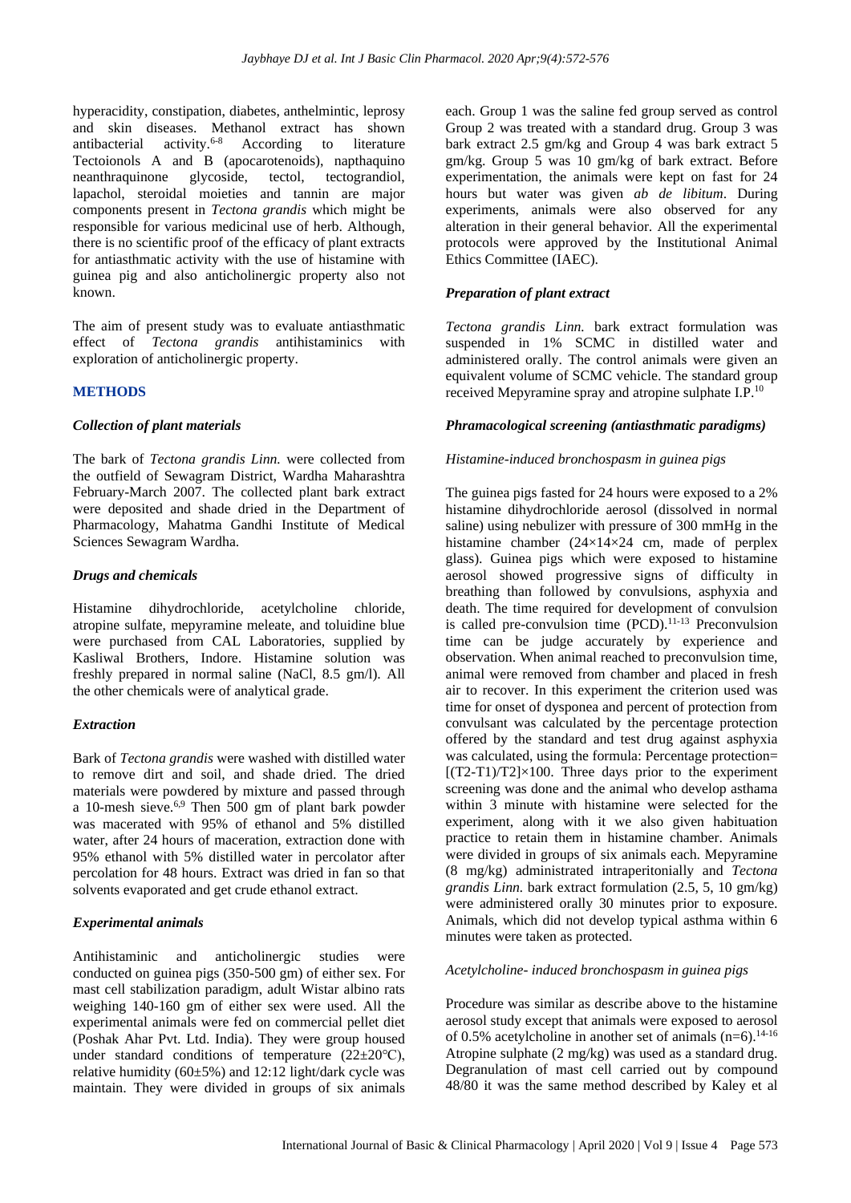hyperacidity, constipation, diabetes, anthelmintic, leprosy and skin diseases. Methanol extract has shown antibacterial activity.[6-8] According to literature Tectoionols A and B (apocarotenoids), napthaquino neanthraquinone glycoside, tectol, tectograndiol, lapachol, steroidal moieties and tannin are major components present in *Tectona grandis* which might be responsible for various medicinal use of herb. Although, there is no scientific proof of the efficacy of plant extracts for antiasthmatic activity with the use of histamine with guinea pig and also anticholinergic property also not known.

The aim of present study was to evaluate antiasthmatic effect of *Tectona grandis* antihistaminics with exploration of anticholinergic property.

## METHODS

### *Collection of plant materials*

The bark of *Tectona grandis Linn.* were collected from the outfield of Sewagram District, Wardha Maharashtra February-March 2007. The collected plant bark extract were deposited and shade dried in the Department of Pharmacology, Mahatma Gandhi Institute of Medical Sciences Sewagram Wardha.

### *Drugs and chemicals*

Histamine dihydrochloride, acetylcholine chloride, atropine sulfate, mepyramine meleate, and toluidine blue were purchased from CAL Laboratories, supplied by Kasliwal Brothers, Indore. Histamine solution was freshly prepared in normal saline (NaCl, 8.5 gm/l). All the other chemicals were of analytical grade.

### *Extraction*

Bark of *Tectona grandis* were washed with distilled water to remove dirt and soil, and shade dried. The dried materials were powdered by mixture and passed through a 10-mesh sieve.[6,9] Then 500 gm of plant bark powder was macerated with 95% of ethanol and 5% distilled water, after 24 hours of maceration, extraction done with 95% ethanol with 5% distilled water in percolator after percolation for 48 hours. Extract was dried in fan so that solvents evaporated and get crude ethanol extract.

### *Experimental animals*

Antihistaminic and anticholinergic studies were conducted on guinea pigs (350-500 gm) of either sex. For mast cell stabilization paradigm, adult Wistar albino rats weighing 140-160 gm of either sex were used. All the experimental animals were fed on commercial pellet diet (Poshak Ahar Pvt. Ltd. India). They were group housed under standard conditions of temperature (22±20°C), relative humidity (60±5%) and 12:12 light/dark cycle was maintain. They were divided in groups of six animals each. Group 1 was the saline fed group served as control Group 2 was treated with a standard drug. Group 3 was bark extract 2.5 gm/kg and Group 4 was bark extract 5 gm/kg. Group 5 was 10 gm/kg of bark extract. Before experimentation, the animals were kept on fast for 24 hours but water was given *ab de libitum*. During experiments, animals were also observed for any alteration in their general behavior. All the experimental protocols were approved by the Institutional Animal Ethics Committee (IAEC).

### *Preparation of plant extract*

*Tectona grandis Linn.* bark extract formulation was suspended in 1% SCMC in distilled water and administered orally. The control animals were given an equivalent volume of SCMC vehicle. The standard group received Mepyramine spray and atropine sulphate I.P.[10]

### *Phramacological screening (antiasthmatic paradigms)*

#### *Histamine-induced bronchospasm in guinea pigs*

The guinea pigs fasted for 24 hours were exposed to a 2% histamine dihydrochloride aerosol (dissolved in normal saline) using nebulizer with pressure of 300 mmHg in the histamine chamber (24×14×24 cm, made of perplex glass). Guinea pigs which were exposed to histamine aerosol showed progressive signs of difficulty in breathing than followed by convulsions, asphyxia and death. The time required for development of convulsion is called pre-convulsion time (PCD).[11-13] Preconvulsion time can be judge accurately by experience and observation. When animal reached to preconvulsion time, animal were removed from chamber and placed in fresh air to recover. In this experiment the criterion used was time for onset of dysponea and percent of protection from convulsant was calculated by the percentage protection offered by the standard and test drug against asphyxia was calculated, using the formula: Percentage protection= $[(T2-T1)/T2]\times100$. Three days prior to the experiment screening was done and the animal who develop asthama within 3 minute with histamine were selected for the experiment, along with it we also given habituation practice to retain them in histamine chamber. Animals were divided in groups of six animals each. Mepyramine (8 mg/kg) administrated intraperitonially and *Tectona grandis Linn.* bark extract formulation (2.5, 5, 10 gm/kg) were administered orally 30 minutes prior to exposure. Animals, which did not develop typical asthma within 6 minutes were taken as protected.

#### *Acetylcholine- induced bronchospasm in guinea pigs*

Procedure was similar as describe above to the histamine aerosol study except that animals were exposed to aerosol of 0.5% acetylcholine in another set of animals (n=6).[14-16] Atropine sulphate (2 mg/kg) was used as a standard drug. Degranulation of mast cell carried out by compound 48/80 it was the same method described by Kaley et al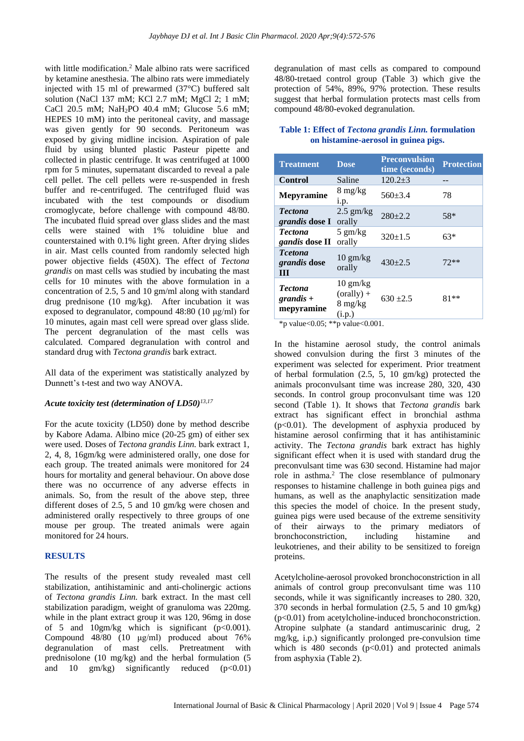with little modification.[2] Male albino rats were sacrificed by ketamine anesthesia. The albino rats were immediately injected with 15 ml of prewarmed (37°C) buffered salt solution (NaCl 137 mM; KCl 2.7 mM; MgCl 2; 1 mM; CaCl 20.5 mM; $NaH_2PO$ 40.4 mM; Glucose 5.6 mM; HEPES 10 mM) into the peritoneal cavity, and massage was given gently for 90 seconds. Peritoneum was exposed by giving midline incision. Aspiration of pale fluid by using blunted plastic Pasteur pipette and collected in plastic centrifuge. It was centrifuged at 1000 rpm for 5 minutes, supernatant discarded to reveal a pale cell pellet. The cell pellets were re-suspended in fresh buffer and re-centrifuged. The centrifuged fluid was incubated with the test compounds or disodium cromoglycate, before challenge with compound 48/80. The incubated fluid spread over glass slides and the mast cells were stained with 1% toluidine blue and counterstained with 0.1% light green. After drying slides in air. Mast cells counted from randomly selected high power objective fields (450X). The effect of *Tectona grandis* on mast cells was studied by incubating the mast cells for 10 minutes with the above formulation in a concentration of 2.5, 5 and 10 gm/ml along with standard drug prednisone (10 mg/kg). After incubation it was exposed to degranulator, compound 48:80 (10 μg/ml) for 10 minutes, again mast cell were spread over glass slide. The percent degranulation of the mast cells was calculated. Compared degranulation with control and standard drug with *Tectona grandis* bark extract.

All data of the experiment was statistically analyzed by Dunnett's t-test and two way ANOVA.

### *Acute toxicity test (determination of LD50)*[13,17]

For the acute toxicity (LD50) done by method describe by Kabore Adama. Albino mice (20-25 gm) of either sex were used. Doses of *Tectona grandis Linn.* bark extract 1, 2, 4, 8, 16gm/kg were administered orally, one dose for each group. The treated animals were monitored for 24 hours for mortality and general behaviour. On above dose there was no occurrence of any adverse effects in animals. So, from the result of the above step, three different doses of 2.5, 5 and 10 gm/kg were chosen and administered orally respectively to three groups of one mouse per group. The treated animals were again monitored for 24 hours.

## RESULTS

The results of the present study revealed mast cell stabilization, antihistaminic and anti-cholinergic actions of *Tectona grandis Linn.* bark extract. In the mast cell stabilization paradigm, weight of granuloma was 220mg. while in the plant extract group it was 120, 96mg in dose of 5 and 10gm/kg which is significant ($p<0.001$). Compound 48/80 (10 μg/ml) produced about 76% degranulation of mast cells. Pretreatment with prednisolone (10 mg/kg) and the herbal formulation (5 and 10 gm/kg) significantly reduced ($p<0.01$) degranulation of mast cells as compared to compound 48/80-tretaed control group (Table 3) which give the protection of 54%, 89%, 97% protection. These results suggest that herbal formulation protects mast cells from compound 48/80-evoked degranulation.

**Table 1: Effect of *Tectona grandis Linn.* formulation on histamine-aerosol in guinea pigs.**

| Treatment | Dose | Preconvulsion time (seconds) | Protection |
|---|---|---|---|
| **Control** | Saline | 120.2±3 | -- |
| **Mepyramine** | 8 mg/kg i.p. | 560±3.4 | 78 |
| ***Tectona grandis* dose I** | 2.5 gm/kg orally | 280±2.2 | 58* |
| ***Tectona gandis* dose II** | 5 gm/kg orally | 320±1.5 | 63* |
| ***Tcetona grandis* dose III** | 10 gm/kg orally | 430±2.5 | 72** |
| ***Tectona grandis* + mepyramine** | 10 gm/kg (orally) + 8 mg/kg (i.p.) | 630 ±2.5 | 81** |

*p value<0.05; **p value<0.001.

In the histamine aerosol study, the control animals showed convulsion during the first 3 minutes of the experiment was selected for experiment. Prior treatment of herbal formulation (2.5, 5, 10 gm/kg) protected the animals proconvulsant time was increase 280, 320, 430 seconds. In control group proconvulsant time was 120 second (Table 1). It shows that *Tectona grandis* bark extract has significant effect in bronchial asthma ($p<0.01$). The development of asphyxia produced by histamine aerosol confirming that it has antihistaminic activity. The *Tectona grandis* bark extract has highly significant effect when it is used with standard drug the preconvulsant time was 630 second. Histamine had major role in asthma.[2] The close resemblance of pulmonary responses to histamine challenge in both guinea pigs and humans, as well as the anaphylactic sensitization made this species the model of choice. In the present study, guinea pigs were used because of the extreme sensitivity of their airways to the primary mediators of bronchoconstriction, including histamine and leukotrienes, and their ability to be sensitized to foreign proteins.

Acetylcholine-aerosol provoked bronchoconstriction in all animals of control group preconvulsant time was 110 seconds, while it was significantly increases to 280. 320, 370 seconds in herbal formulation (2.5, 5 and 10 gm/kg) ($p<0.01$) from acetylcholine-induced bronchoconstriction. Atropine sulphate (a standard antimuscarinic drug, 2 mg/kg, i.p.) significantly prolonged pre-convulsion time which is 480 seconds ($p<0.01$) and protected animals from asphyxia (Table 2).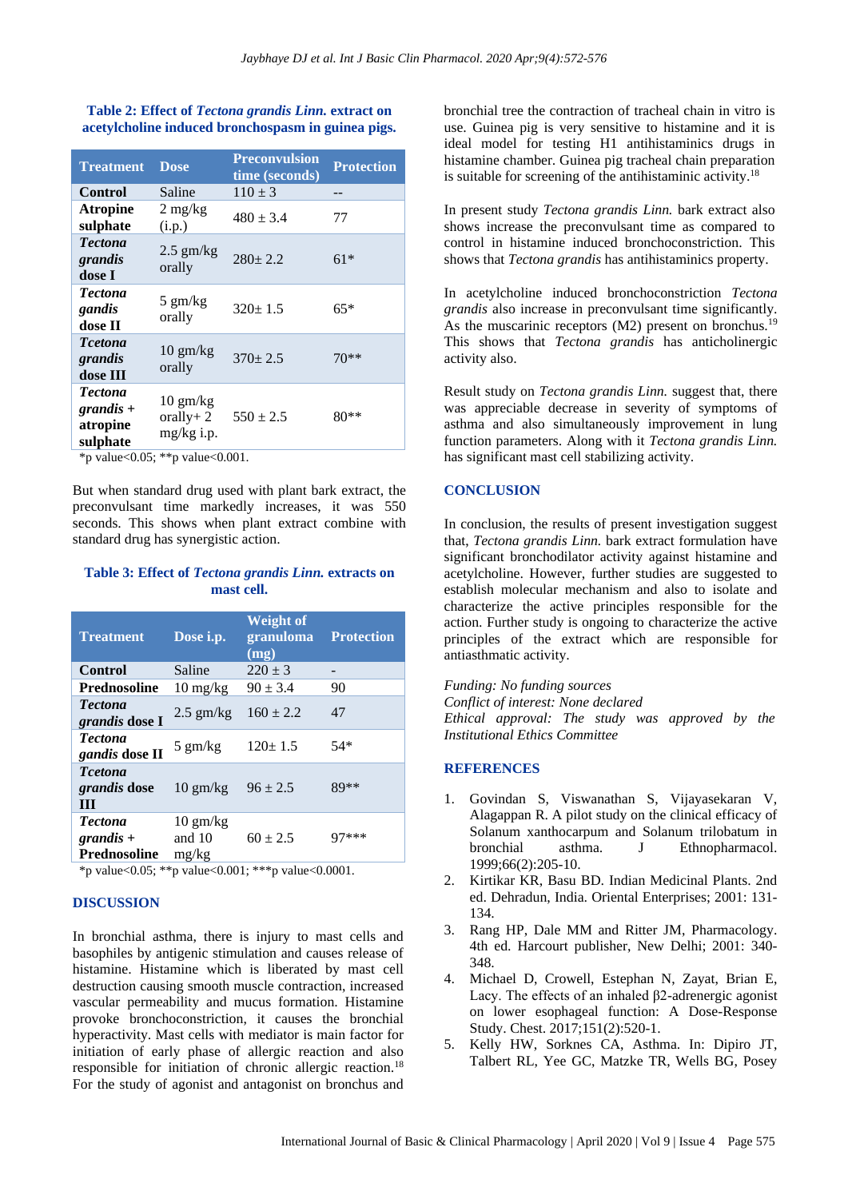**Table 2: Effect of *Tectona grandis Linn.* extract on acetylcholine induced bronchospasm in guinea pigs.**

| Treatment | Dose | Preconvulsion time (seconds) | Protection |
|---|---|---|---|
| **Control** | Saline | 110 ± 3 | -- |
| **Atropine sulphate** | 2 mg/kg (i.p.) | 480 ± 3.4 | 77 |
| ***Tectona grandis* dose I** | 2.5 gm/kg orally | 280± 2.2 | 61* |
| ***Tectona gandis* dose II** | 5 gm/kg orally | 320± 1.5 | 65* |
| ***Tcetona grandis* dose III** | 10 gm/kg orally | 370± 2.5 | 70** |
| ***Tectona grandis* + atropine sulphate** | 10 gm/kg orally+ 2 mg/kg i.p. | 550 ± 2.5 | 80** |

*p value<0.05; **p value<0.001.

But when standard drug used with plant bark extract, the preconvulsant time markedly increases, it was 550 seconds. This shows when plant extract combine with standard drug has synergistic action.

**Table 3: Effect of *Tectona grandis Linn.* extracts on mast cell.**

| Treatment | Dose i.p. | Weight of granuloma (mg) | Protection |
|---|---|---|---|
| **Control** | Saline | 220 ± 3 | - |
| **Prednosoline** | 10 mg/kg | 90 ± 3.4 | 90 |
| ***Tectona grandis* dose I** | 2.5 gm/kg | 160 ± 2.2 | 47 |
| ***Tectona gandis* dose II** | 5 gm/kg | 120± 1.5 | 54* |
| ***Tcetona grandis* dose III** | 10 gm/kg | 96 ± 2.5 | 89** |
| ***Tectona grandis* + Prednosoline** | 10 gm/kg and 10 mg/kg | 60 ± 2.5 | 97*** |

*p value<0.05; **p value<0.001; ***p value<0.0001.

## DISCUSSION

In bronchial asthma, there is injury to mast cells and basophiles by antigenic stimulation and causes release of histamine. Histamine which is liberated by mast cell destruction causing smooth muscle contraction, increased vascular permeability and mucus formation. Histamine provoke bronchoconstriction, it causes the bronchial hyperactivity. Mast cells with mediator is main factor for initiation of early phase of allergic reaction and also responsible for initiation of chronic allergic reaction.[18] For the study of agonist and antagonist on bronchus and bronchial tree the contraction of tracheal chain in vitro is use. Guinea pig is very sensitive to histamine and it is ideal model for testing H1 antihistaminics drugs in histamine chamber. Guinea pig tracheal chain preparation is suitable for screening of the antihistaminic activity.[18]

In present study *Tectona grandis Linn.* bark extract also shows increase the preconvulsant time as compared to control in histamine induced bronchoconstriction. This shows that *Tectona grandis* has antihistaminics property.

In acetylcholine induced bronchoconstriction *Tectona grandis* also increase in preconvulsant time significantly. As the muscarinic receptors (M2) present on bronchus.[19] This shows that *Tectona grandis* has anticholinergic activity also.

Result study on *Tectona grandis Linn.* suggest that, there was appreciable decrease in severity of symptoms of asthma and also simultaneously improvement in lung function parameters. Along with it *Tectona grandis Linn.* has significant mast cell stabilizing activity.

## CONCLUSION

In conclusion, the results of present investigation suggest that, *Tectona grandis Linn.* bark extract formulation have significant bronchodilator activity against histamine and acetylcholine. However, further studies are suggested to establish molecular mechanism and also to isolate and characterize the active principles responsible for the action. Further study is ongoing to characterize the active principles of the extract which are responsible for antiasthmatic activity.

*Funding: No funding sources*
*Conflict of interest: None declared*
*Ethical approval: The study was approved by the Institutional Ethics Committee*

## REFERENCES

1. Govindan S, Viswanathan S, Vijayasekaran V, Alagappan R. A pilot study on the clinical efficacy of Solanum xanthocarpum and Solanum trilobatum in bronchial asthma. J Ethnopharmacol. 1999;66(2):205-10.
2. Kirtikar KR, Basu BD. Indian Medicinal Plants. 2nd ed. Dehradun, India. Oriental Enterprises; 2001: 131-134.
3. Rang HP, Dale MM and Ritter JM, Pharmacology. 4th ed. Harcourt publisher, New Delhi; 2001: 340-348.
4. Michael D, Crowell, Estephan N, Zayat, Brian E, Lacy. The effects of an inhaled β2-adrenergic agonist on lower esophageal function: A Dose-Response Study. Chest. 2017;151(2):520-1.
5. Kelly HW, Sorknes CA, Asthma. In: Dipiro JT, Talbert RL, Yee GC, Matzke TR, Wells BG, Posey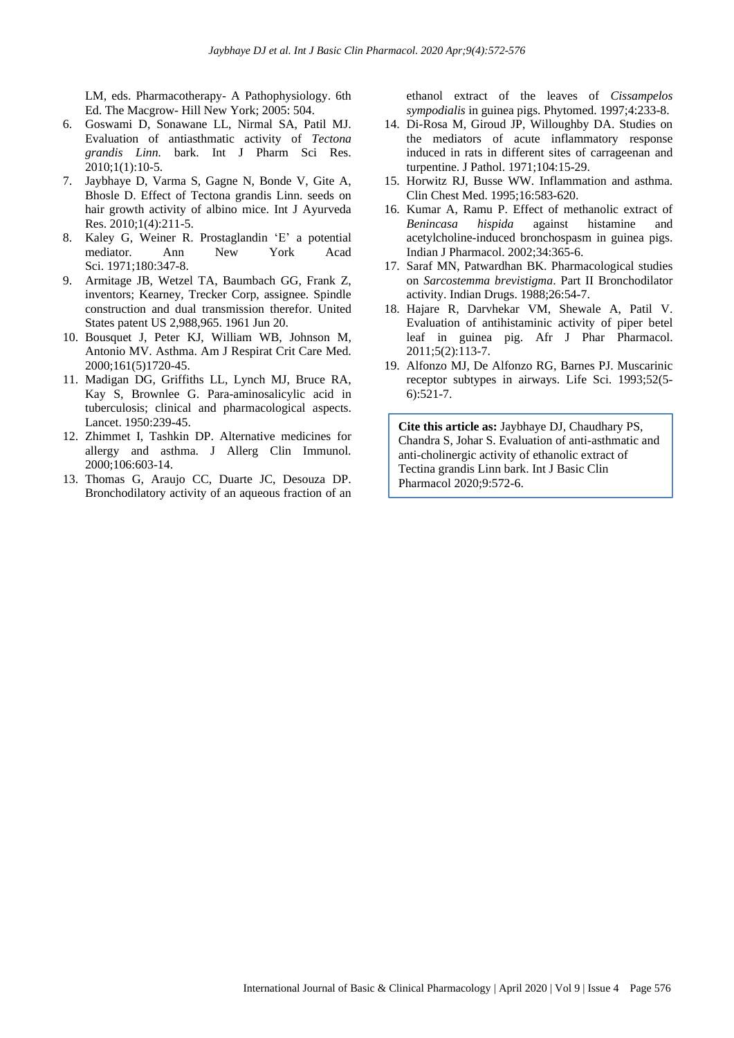LM, eds. Pharmacotherapy- A Pathophysiology. 6th Ed. The Macgrow- Hill New York; 2005: 504.

6. Goswami D, Sonawane LL, Nirmal SA, Patil MJ. Evaluation of antiasthmatic activity of *Tectona grandis Linn.* bark. Int J Pharm Sci Res. 2010;1(1):10-5.
7. Jaybhaye D, Varma S, Gagne N, Bonde V, Gite A, Bhosle D. Effect of Tectona grandis Linn. seeds on hair growth activity of albino mice. Int J Ayurveda Res. 2010;1(4):211-5.
8. Kaley G, Weiner R. Prostaglandin 'E' a potential mediator. Ann New York Acad Sci. 1971;180:347-8.
9. Armitage JB, Wetzel TA, Baumbach GG, Frank Z, inventors; Kearney, Trecker Corp, assignee. Spindle construction and dual transmission therefor. United States patent US 2,988,965. 1961 Jun 20.
10. Bousquet J, Peter KJ, William WB, Johnson M, Antonio MV. Asthma. Am J Respirat Crit Care Med. 2000;161(5)1720-45.
11. Madigan DG, Griffiths LL, Lynch MJ, Bruce RA, Kay S, Brownlee G. Para-aminosalicylic acid in tuberculosis; clinical and pharmacological aspects. Lancet. 1950:239-45.
12. Zhimmet I, Tashkin DP. Alternative medicines for allergy and asthma. J Allerg Clin Immunol. 2000;106:603-14.
13. Thomas G, Araujo CC, Duarte JC, Desouza DP. Bronchodilatory activity of an aqueous fraction of an ethanol extract of the leaves of *Cissampelos sympodialis* in guinea pigs. Phytomed. 1997;4:233-8.
14. Di-Rosa M, Giroud JP, Willoughby DA. Studies on the mediators of acute inflammatory response induced in rats in different sites of carrageenan and turpentine. J Pathol. 1971;104:15-29.
15. Horwitz RJ, Busse WW. Inflammation and asthma. Clin Chest Med. 1995;16:583-620.
16. Kumar A, Ramu P. Effect of methanolic extract of *Benincasa hispida* against histamine and acetylcholine-induced bronchospasm in guinea pigs. Indian J Pharmacol. 2002;34:365-6.
17. Saraf MN, Patwardhan BK. Pharmacological studies on *Sarcostemma brevistigma*. Part II Bronchodilator activity. Indian Drugs. 1988;26:54-7.
18. Hajare R, Darvhekar VM, Shewale A, Patil V. Evaluation of antihistaminic activity of piper betel leaf in guinea pig. Afr J Phar Pharmacol. 2011;5(2):113-7.
19. Alfonzo MJ, De Alfonzo RG, Barnes PJ. Muscarinic receptor subtypes in airways. Life Sci. 1993;52(5-6):521-7.

**Cite this article as:** Jaybhaye DJ, Chaudhary PS, Chandra S, Johar S. Evaluation of anti-asthmatic and anti-cholinergic activity of ethanolic extract of Tectina grandis Linn bark. Int J Basic Clin Pharmacol 2020;9:572-6.